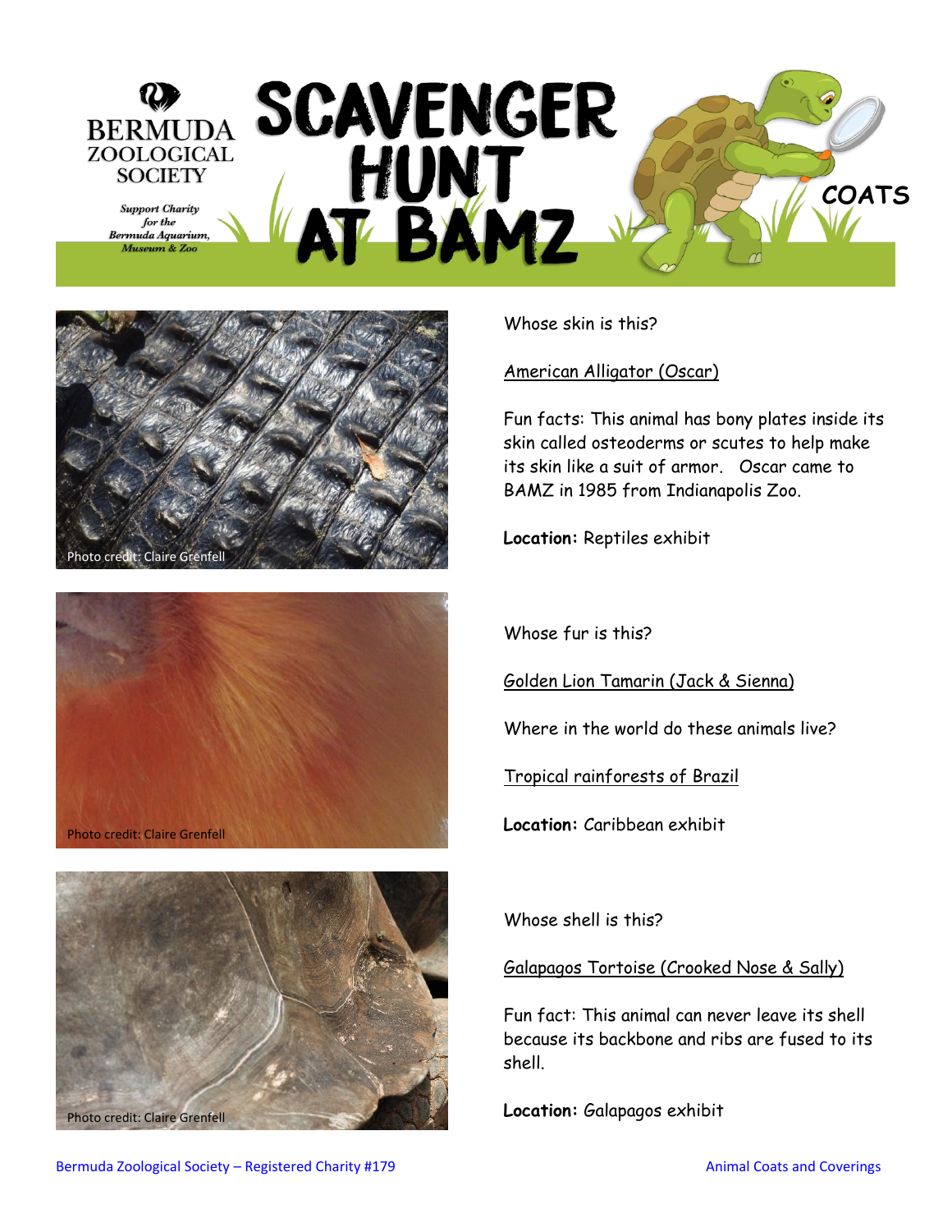# BERMUDA ZOOLOGICAL SOCIETY

*Support Charity for the Bermuda Aquarium, Museum & Zoo*

# SCAVENGER HUNT AT BAMZ

## COATS

Photo credit: Claire Grenfell

Whose skin is this?

American Alligator (Oscar)

Fun facts: This animal has bony plates inside its skin called osteoderms or scutes to help make its skin like a suit of armor. Oscar came to BAMZ in 1985 from Indianapolis Zoo.

**Location:** Reptiles exhibit

Photo credit: Claire Grenfell

Whose fur is this?

Golden Lion Tamarin (Jack & Sienna)

Where in the world do these animals live?

Tropical rainforests of Brazil

**Location:** Caribbean exhibit

Photo credit: Claire Grenfell

Whose shell is this?

Galapagos Tortoise (Crooked Nose & Sally)

Fun fact: This animal can never leave its shell because its backbone and ribs are fused to its shell.

**Location:** Galapagos exhibit

Bermuda Zoological Society – Registered Charity #179

Animal Coats and Coverings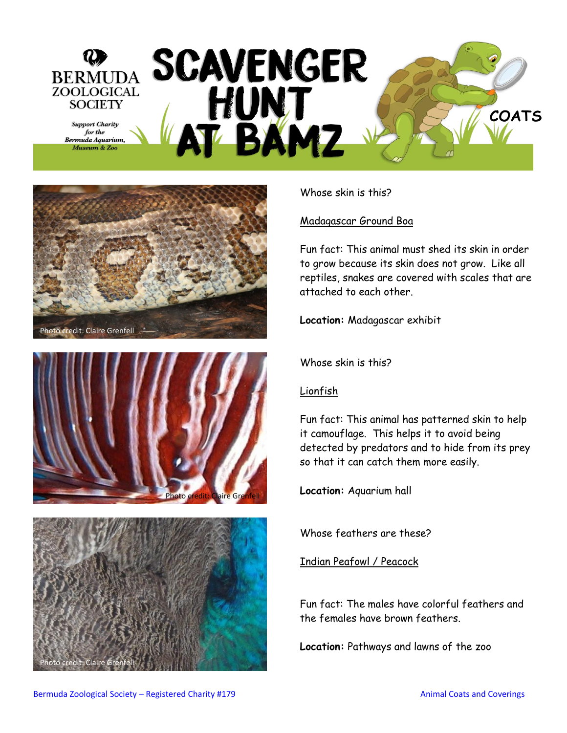# SCAVENGER HUNT AT BAMZ

## COATS

Bermuda Zoological Society

*Support Charity for the Bermuda Aquarium, Museum & Zoo*

Photo credit: Claire Grenfell

Whose skin is this?

Madagascar Ground Boa

Fun fact: This animal must shed its skin in order to grow because its skin does not grow. Like all reptiles, snakes are covered with scales that are attached to each other.

**Location:** Madagascar exhibit

Photo credit: Claire Grenfell

Whose skin is this?

Lionfish

Fun fact: This animal has patterned skin to help it camouflage. This helps it to avoid being detected by predators and to hide from its prey so that it can catch them more easily.

**Location:** Aquarium hall

Photo credit: Claire Grenfell

Whose feathers are these?

Indian Peafowl / Peacock

Fun fact: The males have colorful feathers and the females have brown feathers.

**Location:** Pathways and lawns of the zoo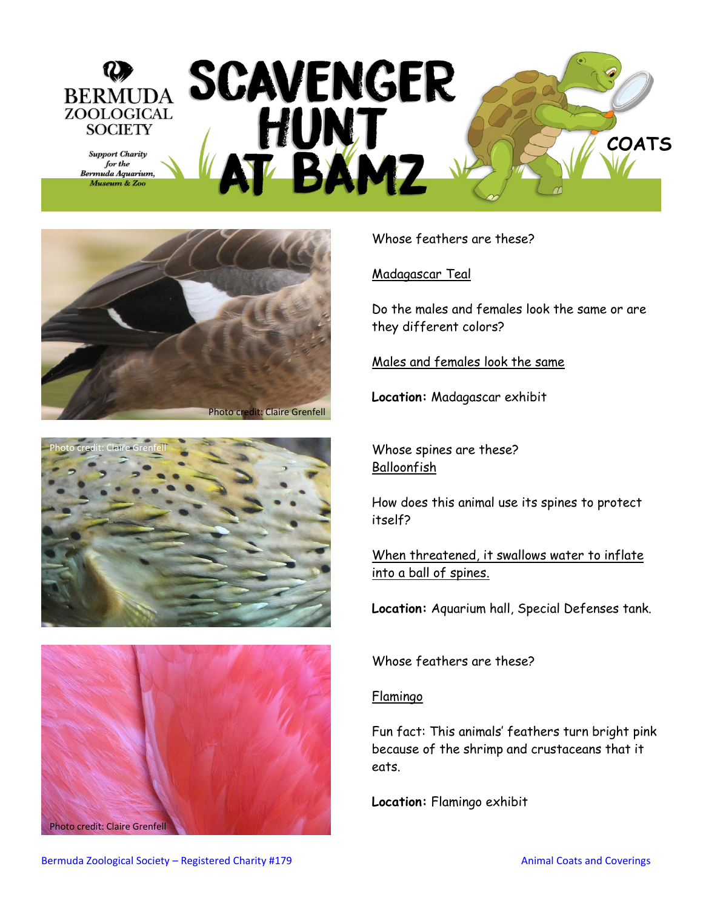# SCAVENGER HUNT AT BAMZ

**COATS**

BERMUDA ZOOLOGICAL SOCIETY

*Support Charity for the Bermuda Aquarium, Museum & Zoo*

Photo credit: Claire Grenfell

Whose feathers are these?

Madagascar Teal

Do the males and females look the same or are they different colors?

Males and females look the same

**Location:** Madagascar exhibit

Photo credit: Claire Grenfell

Whose spines are these?

Balloonfish

How does this animal use its spines to protect itself?

When threatened, it swallows water to inflate into a ball of spines.

**Location:** Aquarium hall, Special Defenses tank.

Photo credit: Claire Grenfell

Whose feathers are these?

Flamingo

Fun fact: This animals' feathers turn bright pink because of the shrimp and crustaceans that it eats.

**Location:** Flamingo exhibit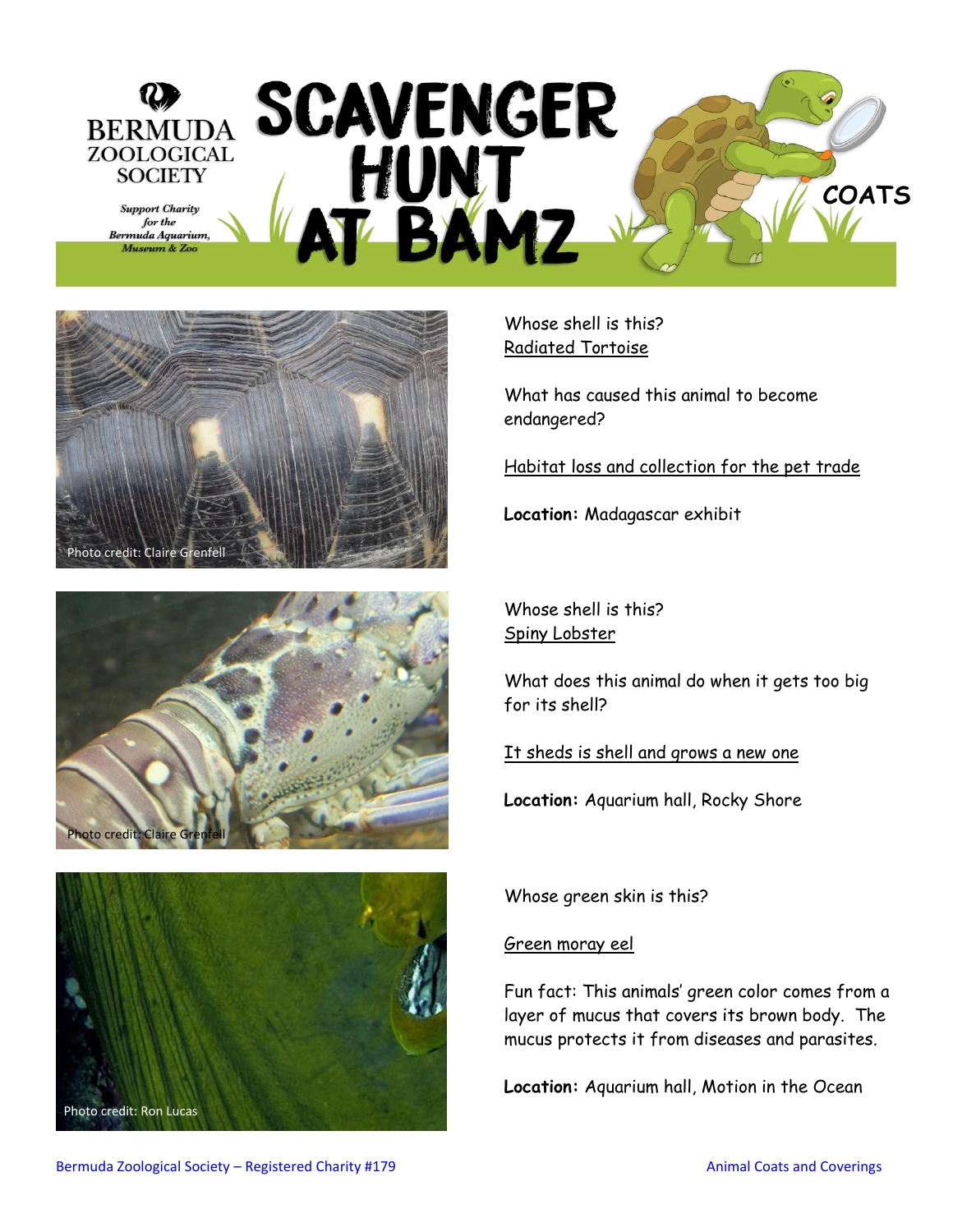# SCAVENGER HUNT AT BAMZ

**BERMUDA ZOOLOGICAL SOCIETY**

*Support Charity for the Bermuda Aquarium, Museum & Zoo*

**COATS**

Photo credit: Claire Grenfell

Whose shell is this?
Radiated Tortoise

What has caused this animal to become endangered?

Habitat loss and collection for the pet trade

**Location:** Madagascar exhibit

Photo credit: Claire Grenfell

Whose shell is this?
Spiny Lobster

What does this animal do when it gets too big for its shell?

It sheds is shell and grows a new one

**Location:** Aquarium hall, Rocky Shore

Photo credit: Ron Lucas

Whose green skin is this?

Green moray eel

Fun fact: This animals' green color comes from a layer of mucus that covers its brown body. The mucus protects it from diseases and parasites.

**Location:** Aquarium hall, Motion in the Ocean